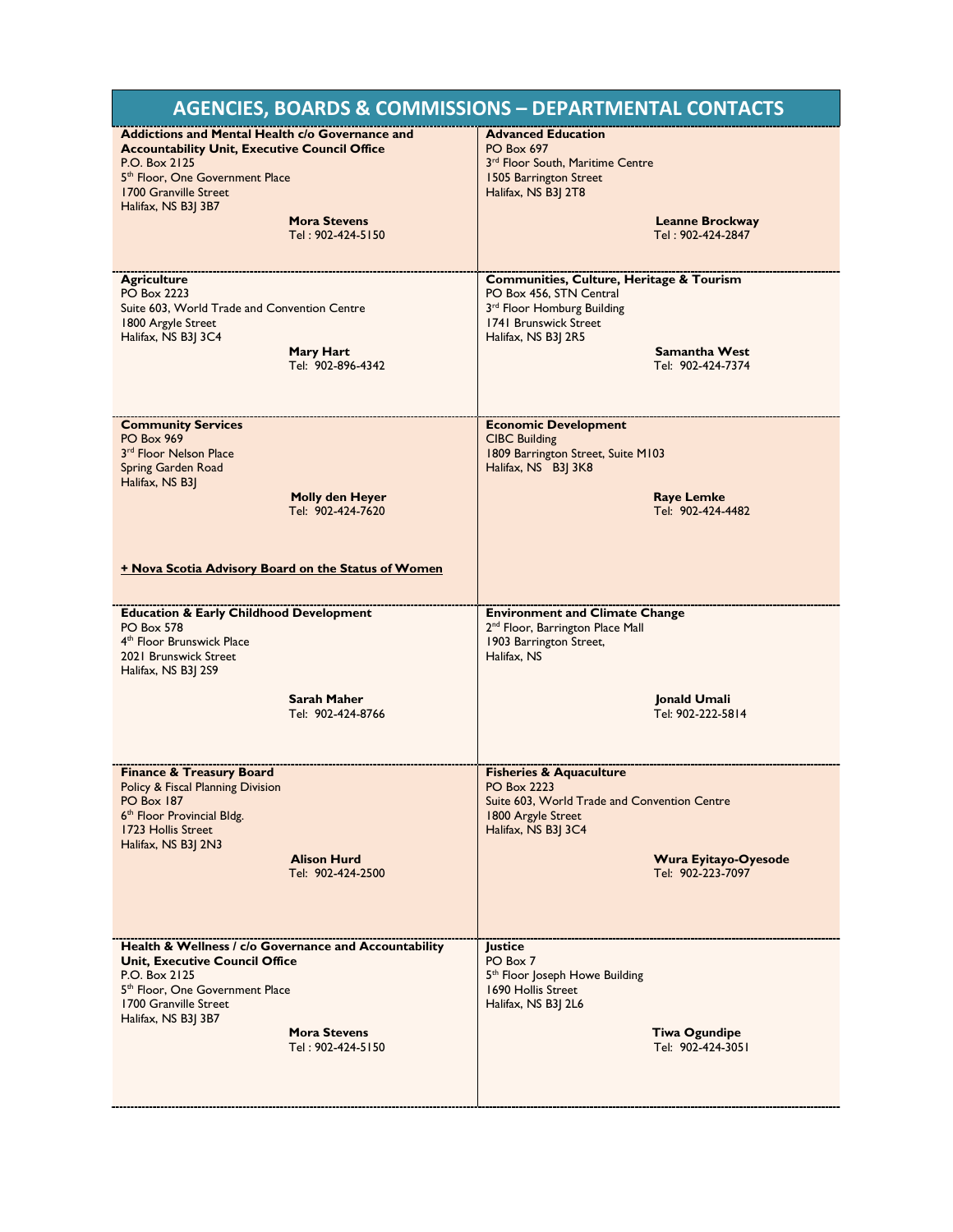# AGENCIES, BOARDS & COMMISSIONS – DEPARTMENTAL CONTACTS

**Addictions and Mental Health c/o Governance and Accountability Unit, Executive Council Office**
P.O. Box 2125
5th Floor, One Government Place
1700 Granville Street
Halifax, NS B3J 3B7

**Mora Stevens**
Tel : 902-424-5150

---

**Advanced Education**
PO Box 697
3rd Floor South, Maritime Centre
1505 Barrington Street
Halifax, NS B3J 2T8

**Leanne Brockway**
Tel : 902-424-2847

---

**Agriculture**
PO Box 2223
Suite 603, World Trade and Convention Centre
1800 Argyle Street
Halifax, NS B3J 3C4

**Mary Hart**
Tel: 902-896-4342

---

**Communities, Culture, Heritage & Tourism**
PO Box 456, STN Central
3rd Floor Homburg Building
1741 Brunswick Street
Halifax, NS B3J 2R5

**Samantha West**
Tel: 902-424-7374

---

**Community Services**
PO Box 969
3rd Floor Nelson Place
Spring Garden Road
Halifax, NS B3J

**Molly den Heyer**
Tel: 902-424-7620

**+ Nova Scotia Advisory Board on the Status of Women**

---

**Economic Development**
CIBC Building
1809 Barrington Street, Suite M103
Halifax, NS B3J 3K8

**Raye Lemke**
Tel: 902-424-4482

---

**Education & Early Childhood Development**
PO Box 578
4th Floor Brunswick Place
2021 Brunswick Street
Halifax, NS B3J 2S9

**Sarah Maher**
Tel: 902-424-8766

---

**Environment and Climate Change**
2nd Floor, Barrington Place Mall
1903 Barrington Street,
Halifax, NS

**Jonald Umali**
Tel: 902-222-5814

---

**Finance & Treasury Board**
Policy & Fiscal Planning Division
PO Box 187
6th Floor Provincial Bldg.
1723 Hollis Street
Halifax, NS B3J 2N3

**Alison Hurd**
Tel: 902-424-2500

---

**Fisheries & Aquaculture**
PO Box 2223
Suite 603, World Trade and Convention Centre
1800 Argyle Street
Halifax, NS B3J 3C4

**Wura Eyitayo-Oyesode**
Tel: 902-223-7097

---

**Health & Wellness / c/o Governance and Accountability Unit, Executive Council Office**
P.O. Box 2125
5th Floor, One Government Place
1700 Granville Street
Halifax, NS B3J 3B7

**Mora Stevens**
Tel : 902-424-5150

---

**Justice**
PO Box 7
5th Floor Joseph Howe Building
1690 Hollis Street
Halifax, NS B3J 2L6

**Tiwa Ogundipe**
Tel: 902-424-3051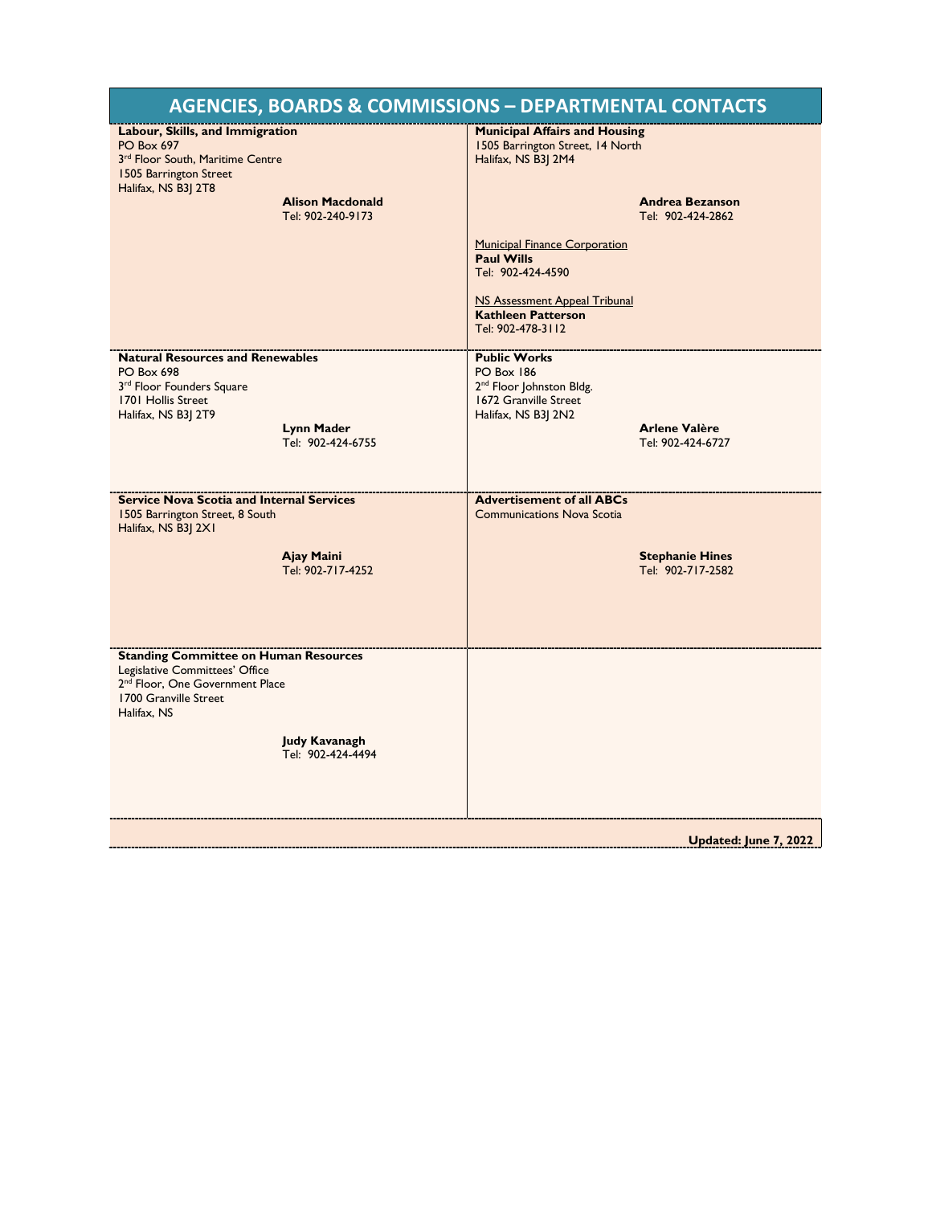# AGENCIES, BOARDS & COMMISSIONS – DEPARTMENTAL CONTACTS

**Labour, Skills, and Immigration**
PO Box 697
3rd Floor South, Maritime Centre
1505 Barrington Street
Halifax, NS B3J 2T8

**Alison Macdonald**
Tel: 902-240-9173

**Municipal Affairs and Housing**
1505 Barrington Street, 14 North
Halifax, NS B3J 2M4

**Andrea Bezanson**
Tel: 902-424-2862

Municipal Finance Corporation
**Paul Wills**
Tel: 902-424-4590

NS Assessment Appeal Tribunal
**Kathleen Patterson**
Tel: 902-478-3112

**Natural Resources and Renewables**
PO Box 698
3rd Floor Founders Square
1701 Hollis Street
Halifax, NS B3J 2T9

**Lynn Mader**
Tel: 902-424-6755

**Public Works**
PO Box 186
2nd Floor Johnston Bldg.
1672 Granville Street
Halifax, NS B3J 2N2

**Arlene Valère**
Tel: 902-424-6727

**Service Nova Scotia and Internal Services**
1505 Barrington Street, 8 South
Halifax, NS B3J 2X1

**Ajay Maini**
Tel: 902-717-4252

**Advertisement of all ABCs**
Communications Nova Scotia

**Stephanie Hines**
Tel: 902-717-2582

**Standing Committee on Human Resources**
Legislative Committees' Office
2nd Floor, One Government Place
1700 Granville Street
Halifax, NS

**Judy Kavanagh**
Tel: 902-424-4494

**Updated: June 7, 2022**